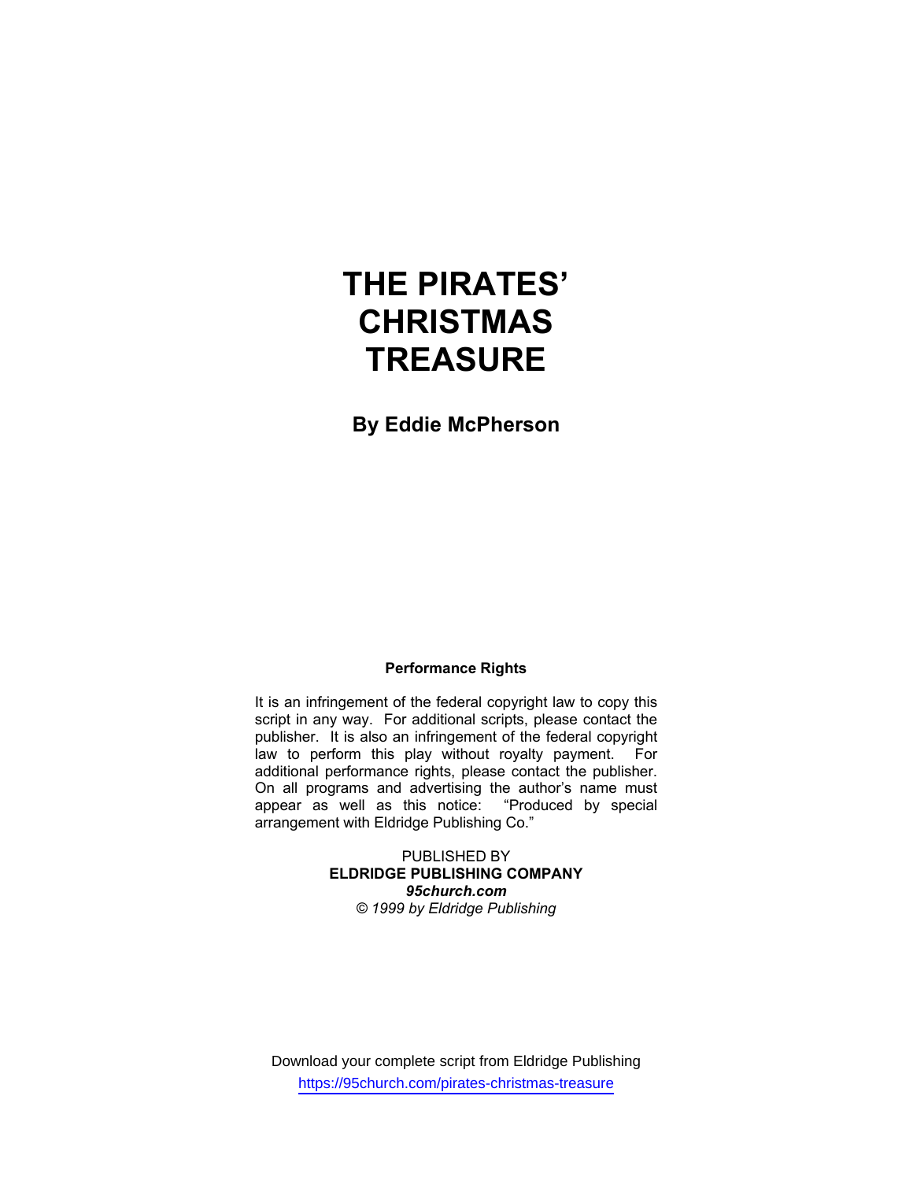# THE PIRATES' CHRISTMAS TREASURE

**By Eddie McPherson**

**Performance Rights**

It is an infringement of the federal copyright law to copy this script in any way. For additional scripts, please contact the publisher. It is also an infringement of the federal copyright law to perform this play without royalty payment. For additional performance rights, please contact the publisher. On all programs and advertising the author's name must appear as well as this notice: "Produced by special arrangement with Eldridge Publishing Co."

PUBLISHED BY
**ELDRIDGE PUBLISHING COMPANY**
***95church.com***
*© 1999 by Eldridge Publishing*

Download your complete script from Eldridge Publishing
https://95church.com/pirates-christmas-treasure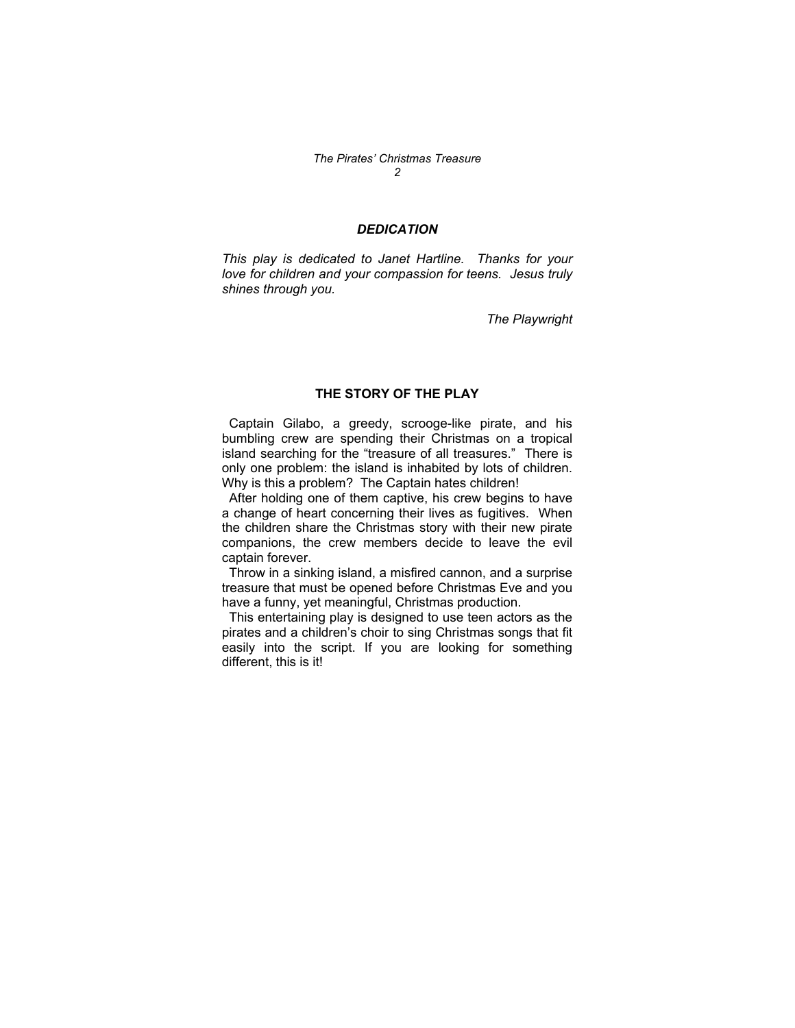## *DEDICATION*

*This play is dedicated to Janet Hartline. Thanks for your love for children and your compassion for teens. Jesus truly shines through you.*

*The Playwright*

## THE STORY OF THE PLAY

Captain Gilabo, a greedy, scrooge-like pirate, and his bumbling crew are spending their Christmas on a tropical island searching for the "treasure of all treasures." There is only one problem: the island is inhabited by lots of children. Why is this a problem? The Captain hates children!

After holding one of them captive, his crew begins to have a change of heart concerning their lives as fugitives. When the children share the Christmas story with their new pirate companions, the crew members decide to leave the evil captain forever.

Throw in a sinking island, a misfired cannon, and a surprise treasure that must be opened before Christmas Eve and you have a funny, yet meaningful, Christmas production.

This entertaining play is designed to use teen actors as the pirates and a children's choir to sing Christmas songs that fit easily into the script. If you are looking for something different, this is it!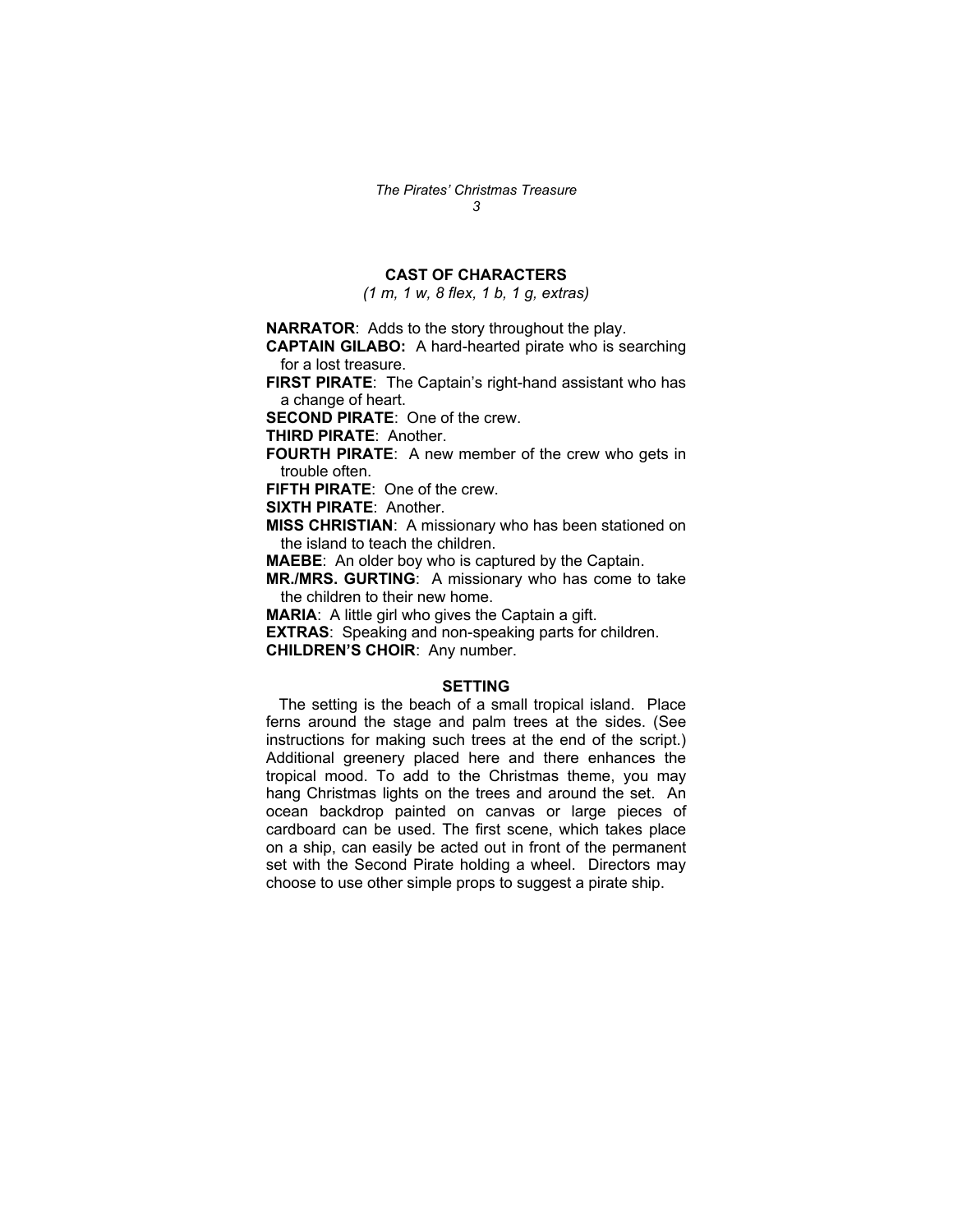## CAST OF CHARACTERS

*(1 m, 1 w, 8 flex, 1 b, 1 g, extras)*

**NARRATOR**: Adds to the story throughout the play.

**CAPTAIN GILABO:** A hard-hearted pirate who is searching for a lost treasure.

**FIRST PIRATE**: The Captain's right-hand assistant who has a change of heart.

**SECOND PIRATE**: One of the crew.

**THIRD PIRATE**: Another.

**FOURTH PIRATE**: A new member of the crew who gets in trouble often.

**FIFTH PIRATE**: One of the crew.

**SIXTH PIRATE**: Another.

**MISS CHRISTIAN**: A missionary who has been stationed on the island to teach the children.

**MAEBE**: An older boy who is captured by the Captain.

**MR./MRS. GURTING**: A missionary who has come to take the children to their new home.

**MARIA**: A little girl who gives the Captain a gift.

**EXTRAS**: Speaking and non-speaking parts for children.

**CHILDREN'S CHOIR**: Any number.

## SETTING

The setting is the beach of a small tropical island. Place ferns around the stage and palm trees at the sides. (See instructions for making such trees at the end of the script.) Additional greenery placed here and there enhances the tropical mood. To add to the Christmas theme, you may hang Christmas lights on the trees and around the set. An ocean backdrop painted on canvas or large pieces of cardboard can be used. The first scene, which takes place on a ship, can easily be acted out in front of the permanent set with the Second Pirate holding a wheel. Directors may choose to use other simple props to suggest a pirate ship.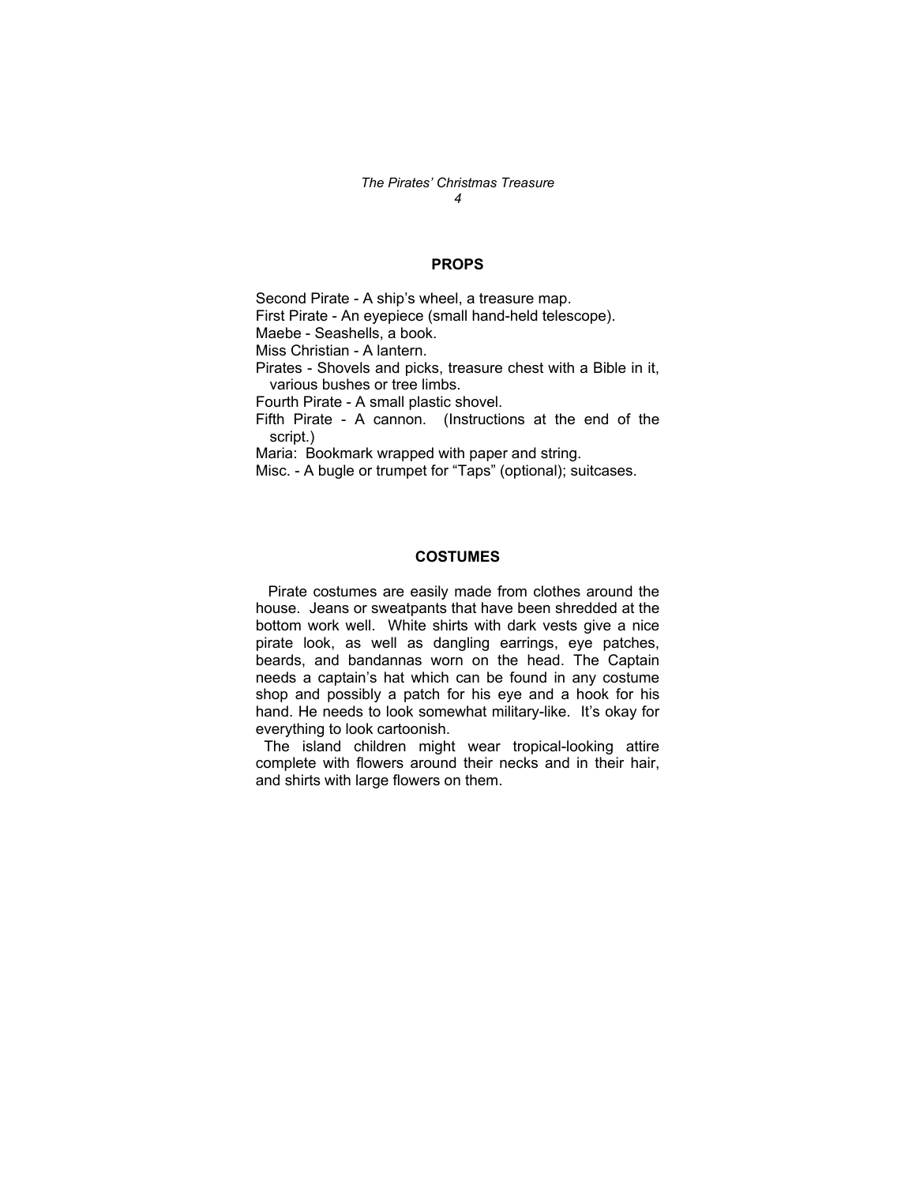## PROPS

Second Pirate - A ship's wheel, a treasure map.
First Pirate - An eyepiece (small hand-held telescope).
Maebe - Seashells, a book.
Miss Christian - A lantern.
Pirates - Shovels and picks, treasure chest with a Bible in it, various bushes or tree limbs.
Fourth Pirate - A small plastic shovel.
Fifth Pirate - A cannon. (Instructions at the end of the script.)
Maria: Bookmark wrapped with paper and string.
Misc. - A bugle or trumpet for "Taps" (optional); suitcases.

## COSTUMES

Pirate costumes are easily made from clothes around the house. Jeans or sweatpants that have been shredded at the bottom work well. White shirts with dark vests give a nice pirate look, as well as dangling earrings, eye patches, beards, and bandannas worn on the head. The Captain needs a captain's hat which can be found in any costume shop and possibly a patch for his eye and a hook for his hand. He needs to look somewhat military-like. It's okay for everything to look cartoonish.

The island children might wear tropical-looking attire complete with flowers around their necks and in their hair, and shirts with large flowers on them.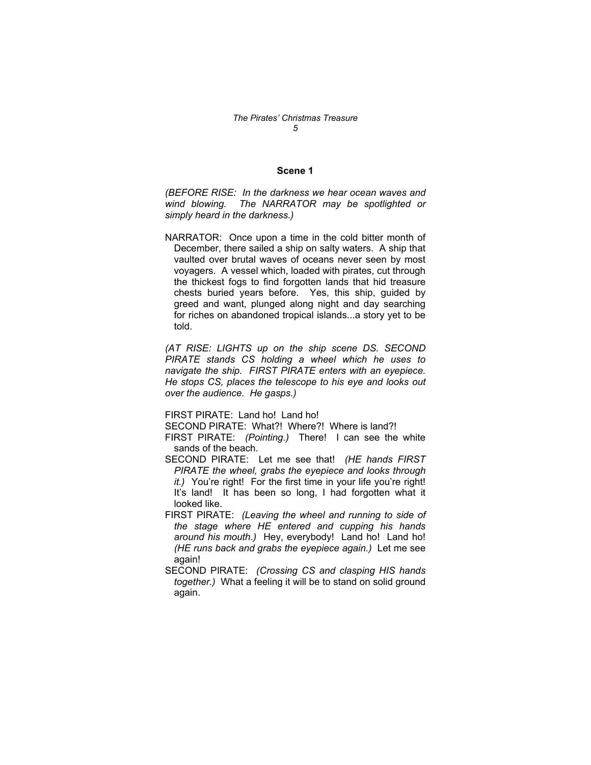### Scene 1

*(BEFORE RISE: In the darkness we hear ocean waves and wind blowing. The NARRATOR may be spotlighted or simply heard in the darkness.)*

NARRATOR: Once upon a time in the cold bitter month of December, there sailed a ship on salty waters. A ship that vaulted over brutal waves of oceans never seen by most voyagers. A vessel which, loaded with pirates, cut through the thickest fogs to find forgotten lands that hid treasure chests buried years before. Yes, this ship, guided by greed and want, plunged along night and day searching for riches on abandoned tropical islands...a story yet to be told.

*(AT RISE: LIGHTS up on the ship scene DS. SECOND PIRATE stands CS holding a wheel which he uses to navigate the ship. FIRST PIRATE enters with an eyepiece. He stops CS, places the telescope to his eye and looks out over the audience. He gasps.)*

FIRST PIRATE: Land ho! Land ho!

SECOND PIRATE: What?! Where?! Where is land?!

FIRST PIRATE: *(Pointing.)* There! I can see the white sands of the beach.

SECOND PIRATE: Let me see that! *(HE hands FIRST PIRATE the wheel, grabs the eyepiece and looks through it.)* You're right! For the first time in your life you're right! It's land! It has been so long, I had forgotten what it looked like.

FIRST PIRATE: *(Leaving the wheel and running to side of the stage where HE entered and cupping his hands around his mouth.)* Hey, everybody! Land ho! Land ho! *(HE runs back and grabs the eyepiece again.)* Let me see again!

SECOND PIRATE: *(Crossing CS and clasping HIS hands together.)* What a feeling it will be to stand on solid ground again.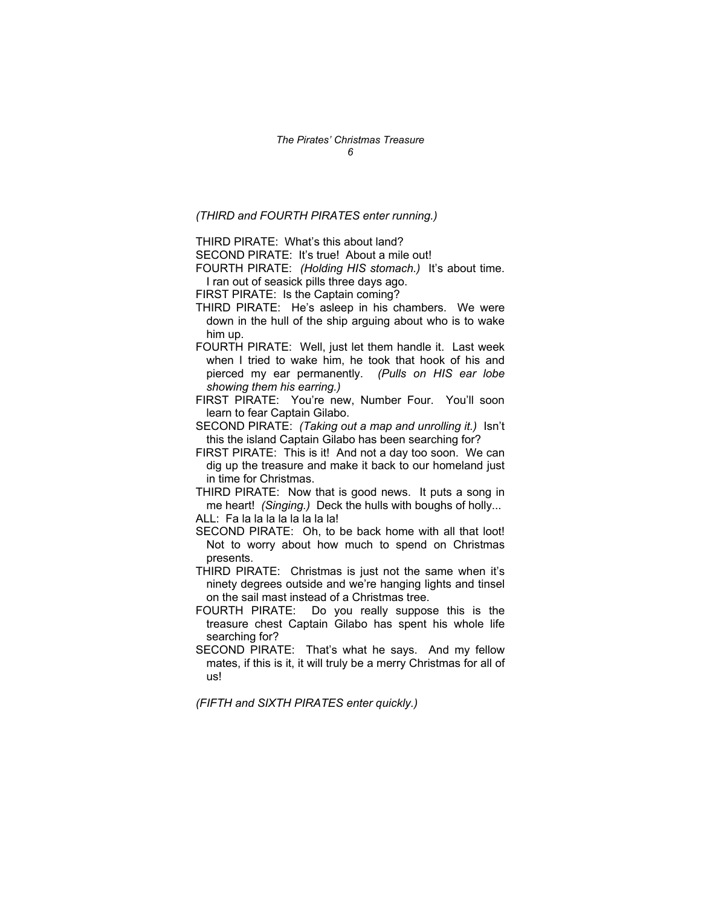*(THIRD and FOURTH PIRATES enter running.)*

THIRD PIRATE: What's this about land?

SECOND PIRATE: It's true! About a mile out!

FOURTH PIRATE: *(Holding HIS stomach.)* It's about time. I ran out of seasick pills three days ago.

FIRST PIRATE: Is the Captain coming?

THIRD PIRATE: He's asleep in his chambers. We were down in the hull of the ship arguing about who is to wake him up.

FOURTH PIRATE: Well, just let them handle it. Last week when I tried to wake him, he took that hook of his and pierced my ear permanently. *(Pulls on HIS ear lobe showing them his earring.)*

FIRST PIRATE: You're new, Number Four. You'll soon learn to fear Captain Gilabo.

SECOND PIRATE: *(Taking out a map and unrolling it.)* Isn't this the island Captain Gilabo has been searching for?

FIRST PIRATE: This is it! And not a day too soon. We can dig up the treasure and make it back to our homeland just in time for Christmas.

THIRD PIRATE: Now that is good news. It puts a song in me heart! *(Singing.)* Deck the hulls with boughs of holly...

ALL: Fa la la la la la la la la!

SECOND PIRATE: Oh, to be back home with all that loot! Not to worry about how much to spend on Christmas presents.

THIRD PIRATE: Christmas is just not the same when it's ninety degrees outside and we're hanging lights and tinsel on the sail mast instead of a Christmas tree.

FOURTH PIRATE: Do you really suppose this is the treasure chest Captain Gilabo has spent his whole life searching for?

SECOND PIRATE: That's what he says. And my fellow mates, if this is it, it will truly be a merry Christmas for all of us!

*(FIFTH and SIXTH PIRATES enter quickly.)*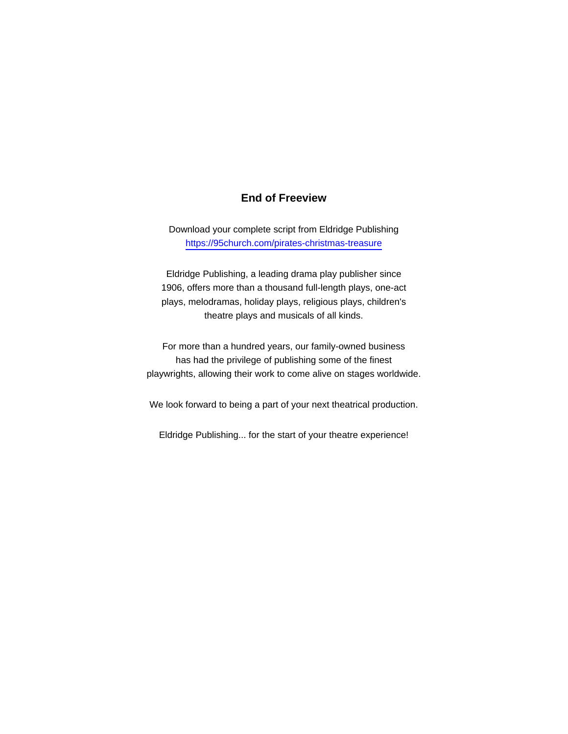**End of Freeview**

Download your complete script from Eldridge Publishing
https://95church.com/pirates-christmas-treasure

Eldridge Publishing, a leading drama play publisher since 1906, offers more than a thousand full-length plays, one-act plays, melodramas, holiday plays, religious plays, children's theatre plays and musicals of all kinds.

For more than a hundred years, our family-owned business has had the privilege of publishing some of the finest playwrights, allowing their work to come alive on stages worldwide.

We look forward to being a part of your next theatrical production.

Eldridge Publishing... for the start of your theatre experience!